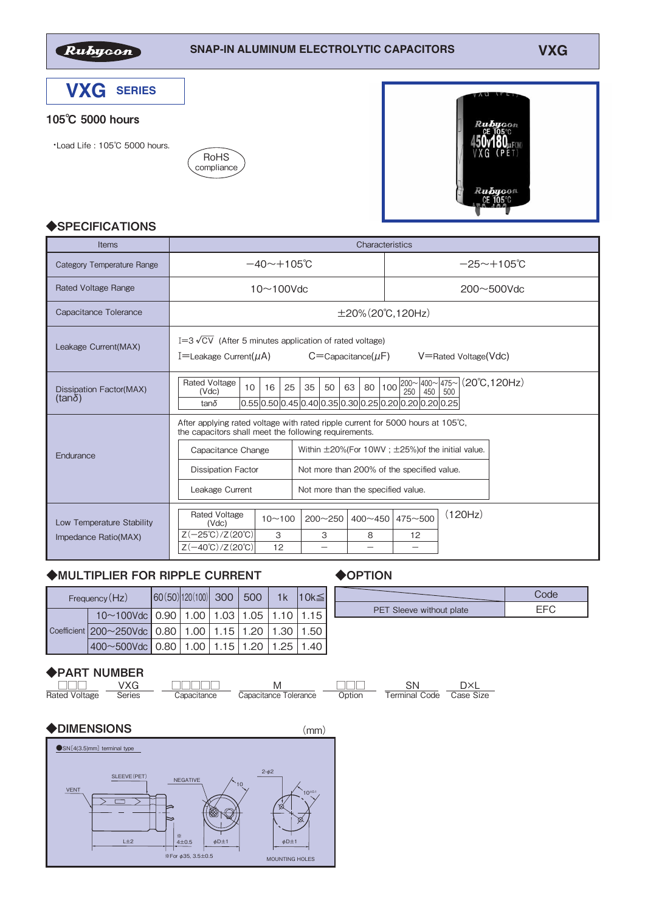Rubycon SNAP-IN ALUMINUM ELECTROLYTIC CAPACITORS VXG

# VXG SERIES

## 105℃ 5000 hours

・Load Life : 105℃ 5000 hours.

RoHS compliance

## ◆SPECIFICATIONS

| Items | Characteristics | |
|---|---|---|
| Category Temperature Range | −40～+105℃ | −25～+105℃ |
| Rated Voltage Range | 10～100Vdc | 200～500Vdc |
| Capacitance Tolerance | ±20%(20℃,120Hz) | |
| Leakage Current(MAX) | I=3$\sqrt{CV}$ (After 5 minutes application of rated voltage)<br>I=Leakage Current($\mu$A) C=Capacitance($\mu$F) V=Rated Voltage(Vdc) | |
| Dissipation Factor(MAX) (tanδ) | see table below (20℃,120Hz) | |
| Endurance | After applying rated voltage with rated ripple current for 5000 hours at 105℃, the capacitors shall meet the following requirements. | |
| Low Temperature Stability Impedance Ratio(MAX) | see table below (120Hz) | |

**Dissipation Factor (20℃,120Hz)**

| Rated Voltage (Vdc) | 10 | 16 | 25 | 35 | 50 | 63 | 80 | 100 | 200～250 | 400～450 | 475～500 |
|---|---|---|---|---|---|---|---|---|---|---|---|
| tanδ | 0.55 | 0.50 | 0.45 | 0.40 | 0.35 | 0.30 | 0.25 | 0.20 | 0.20 | 0.20 | 0.25 |

**Endurance**

| | |
|---|---|
| Capacitance Change | Within ±20%(For 10WV ; ±25%)of the initial value. |
| Dissipation Factor | Not more than 200% of the specified value. |
| Leakage Current | Not more than the specified value. |

**Low Temperature Stability Impedance Ratio (120Hz)**

| Rated Voltage (Vdc) | 10～100 | 200～250 | 400～450 | 475～500 |
|---|---|---|---|---|
| Z(−25℃)/Z(20℃) | 3 | 3 | 8 | 12 |
| Z(−40℃)/Z(20℃) | 12 | − | − | − |

## ◆MULTIPLIER FOR RIPPLE CURRENT

| Frequency(Hz) | | 60(50) | 120(100) | 300 | 500 | 1k | 10k≦ |
|---|---|---|---|---|---|---|---|
| Coefficient | 10～100Vdc | 0.90 | 1.00 | 1.03 | 1.05 | 1.10 | 1.15 |
| | 200～250Vdc | 0.80 | 1.00 | 1.15 | 1.20 | 1.30 | 1.50 |
| | 400～500Vdc | 0.80 | 1.00 | 1.15 | 1.20 | 1.25 | 1.40 |

## ◆OPTION

| | Code |
|---|---|
| PET Sleeve without plate | EFC |

## ◆PART NUMBER

| □□□ | VXG | □□□□□ | M | □□□ | SN | D×L |
|---|---|---|---|---|---|---|
| Rated Voltage | Series | Capacitance | Capacitance Tolerance | Option | Terminal Code | Case Size |

## ◆DIMENSIONS

(mm)

●SN[4(3.5)mm] terminal type

SLEEVE(PET) NEGATIVE VENT 10 2-φ2 10±0.1 L±2 ※ 4±0.5 φD±1 φD±1

※For φ35, 3.5±0.5

MOUNTING HOLES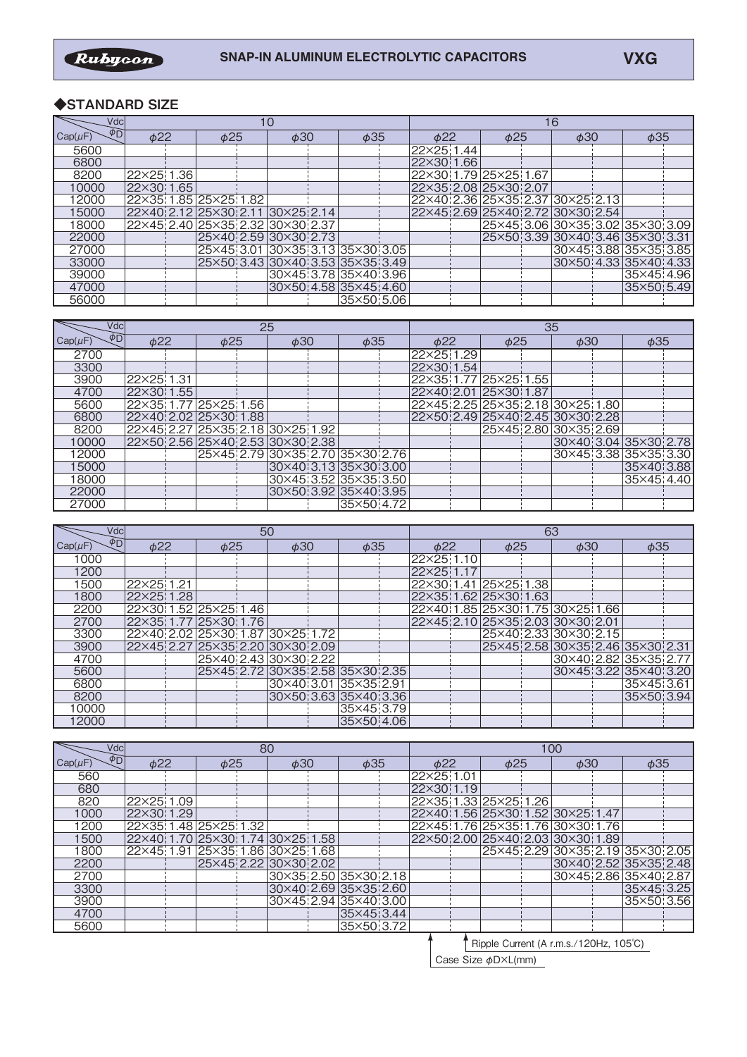## ◆STANDARD SIZE

| Vdc / Cap(μF) \ φD | 10 | | | | | | | | 16 | | | | | | | |
|---|---|---|---|---|---|---|---|---|---|---|---|---|---|---|---|---|
| | φ22 | | φ25 | | φ30 | | φ35 | | φ22 | | φ25 | | φ30 | | φ35 | |
| 5600 | | | | | | | | | 22×25 | 1.44 | | | | | | |
| 6800 | | | | | | | | | 22×30 | 1.66 | | | | | | |
| 8200 | 22×25 | 1.36 | | | | | | | 22×30 | 1.79 | 25×25 | 1.67 | | | | |
| 10000 | 22×30 | 1.65 | | | | | | | 22×35 | 2.08 | 25×30 | 2.07 | | | | |
| 12000 | 22×35 | 1.85 | 25×25 | 1.82 | | | | | 22×40 | 2.36 | 25×35 | 2.37 | 30×25 | 2.13 | | |
| 15000 | 22×40 | 2.12 | 25×30 | 2.11 | 30×25 | 2.14 | | | 22×45 | 2.69 | 25×40 | 2.72 | 30×30 | 2.54 | | |
| 18000 | 22×45 | 2.40 | 25×35 | 2.32 | 30×30 | 2.37 | | | | | 25×45 | 3.06 | 30×35 | 3.02 | 35×30 | 3.09 |
| 22000 | | | 25×40 | 2.59 | 30×30 | 2.73 | | | | | 25×50 | 3.39 | 30×40 | 3.46 | 35×30 | 3.31 |
| 27000 | | | 25×45 | 3.01 | 30×35 | 3.13 | 35×30 | 3.05 | | | | | 30×45 | 3.88 | 35×35 | 3.85 |
| 33000 | | | 25×50 | 3.43 | 30×40 | 3.53 | 35×35 | 3.49 | | | | | 30×50 | 4.33 | 35×40 | 4.33 |
| 39000 | | | | | 30×45 | 3.78 | 35×40 | 3.96 | | | | | | | 35×45 | 4.96 |
| 47000 | | | | | 30×50 | 4.58 | 35×45 | 4.60 | | | | | | | 35×50 | 5.49 |
| 56000 | | | | | | | 35×50 | 5.06 | | | | | | | | |

| Vdc / Cap(μF) \ φD | 25 | | | | | | | | 35 | | | | | | | |
|---|---|---|---|---|---|---|---|---|---|---|---|---|---|---|---|---|
| | φ22 | | φ25 | | φ30 | | φ35 | | φ22 | | φ25 | | φ30 | | φ35 | |
| 2700 | | | | | | | | | 22×25 | 1.29 | | | | | | |
| 3300 | | | | | | | | | 22×30 | 1.54 | | | | | | |
| 3900 | 22×25 | 1.31 | | | | | | | 22×35 | 1.77 | 25×25 | 1.55 | | | | |
| 4700 | 22×30 | 1.55 | | | | | | | 22×40 | 2.01 | 25×30 | 1.87 | | | | |
| 5600 | 22×35 | 1.77 | 25×25 | 1.56 | | | | | 22×45 | 2.25 | 25×35 | 2.18 | 30×25 | 1.80 | | |
| 6800 | 22×40 | 2.02 | 25×30 | 1.88 | | | | | 22×50 | 2.49 | 25×40 | 2.45 | 30×30 | 2.28 | | |
| 8200 | 22×45 | 2.27 | 25×35 | 2.18 | 30×25 | 1.92 | | | | | 25×45 | 2.80 | 30×35 | 2.69 | | |
| 10000 | 22×50 | 2.56 | 25×40 | 2.53 | 30×30 | 2.38 | | | | | | | 30×40 | 3.04 | 35×30 | 2.78 |
| 12000 | | | 25×45 | 2.79 | 30×35 | 2.70 | 35×30 | 2.76 | | | | | 30×45 | 3.38 | 35×35 | 3.30 |
| 15000 | | | | | 30×40 | 3.13 | 35×30 | 3.00 | | | | | | | 35×40 | 3.88 |
| 18000 | | | | | 30×45 | 3.52 | 35×35 | 3.50 | | | | | | | 35×45 | 4.40 |
| 22000 | | | | | 30×50 | 3.92 | 35×40 | 3.95 | | | | | | | | |
| 27000 | | | | | | | 35×50 | 4.72 | | | | | | | | |

| Vdc / Cap(μF) \ φD | 50 | | | | | | | | 63 | | | | | | | |
|---|---|---|---|---|---|---|---|---|---|---|---|---|---|---|---|---|
| | φ22 | | φ25 | | φ30 | | φ35 | | φ22 | | φ25 | | φ30 | | φ35 | |
| 1000 | | | | | | | | | 22×25 | 1.10 | | | | | | |
| 1200 | | | | | | | | | 22×25 | 1.17 | | | | | | |
| 1500 | 22×25 | 1.21 | | | | | | | 22×30 | 1.41 | 25×25 | 1.38 | | | | |
| 1800 | 22×25 | 1.28 | | | | | | | 22×35 | 1.62 | 25×30 | 1.63 | | | | |
| 2200 | 22×30 | 1.52 | 25×25 | 1.46 | | | | | 22×40 | 1.85 | 25×30 | 1.75 | 30×25 | 1.66 | | |
| 2700 | 22×35 | 1.77 | 25×30 | 1.76 | | | | | 22×45 | 2.10 | 25×35 | 2.03 | 30×30 | 2.01 | | |
| 3300 | 22×40 | 2.02 | 25×30 | 1.87 | 30×25 | 1.72 | | | | | 25×40 | 2.33 | 30×30 | 2.15 | | |
| 3900 | 22×45 | 2.27 | 25×35 | 2.20 | 30×30 | 2.09 | | | | | 25×45 | 2.58 | 30×35 | 2.46 | 35×30 | 2.31 |
| 4700 | | | 25×40 | 2.43 | 30×30 | 2.22 | | | | | | | 30×40 | 2.82 | 35×35 | 2.77 |
| 5600 | | | 25×45 | 2.72 | 30×35 | 2.58 | 35×30 | 2.35 | | | | | 30×45 | 3.22 | 35×40 | 3.20 |
| 6800 | | | | | 30×40 | 3.01 | 35×35 | 2.91 | | | | | | | 35×45 | 3.61 |
| 8200 | | | | | 30×50 | 3.63 | 35×40 | 3.36 | | | | | | | 35×50 | 3.94 |
| 10000 | | | | | | | 35×45 | 3.79 | | | | | | | | |
| 12000 | | | | | | | 35×50 | 4.06 | | | | | | | | |

| Vdc / Cap(μF) \ φD | 80 | | | | | | | | 100 | | | | | | | |
|---|---|---|---|---|---|---|---|---|---|---|---|---|---|---|---|---|
| | φ22 | | φ25 | | φ30 | | φ35 | | φ22 | | φ25 | | φ30 | | φ35 | |
| 560 | | | | | | | | | 22×25 | 1.01 | | | | | | |
| 680 | | | | | | | | | 22×30 | 1.19 | | | | | | |
| 820 | 22×25 | 1.09 | | | | | | | 22×35 | 1.33 | 25×25 | 1.26 | | | | |
| 1000 | 22×30 | 1.29 | | | | | | | 22×40 | 1.56 | 25×30 | 1.52 | 30×25 | 1.47 | | |
| 1200 | 22×35 | 1.48 | 25×25 | 1.32 | | | | | 22×45 | 1.76 | 25×35 | 1.76 | 30×30 | 1.76 | | |
| 1500 | 22×40 | 1.70 | 25×30 | 1.74 | 30×25 | 1.58 | | | 22×50 | 2.00 | 25×40 | 2.03 | 30×30 | 1.89 | | |
| 1800 | 22×45 | 1.91 | 25×35 | 1.86 | 30×25 | 1.68 | | | | | 25×45 | 2.29 | 30×35 | 2.19 | 35×30 | 2.05 |
| 2200 | | | 25×45 | 2.22 | 30×30 | 2.02 | | | | | | | 30×40 | 2.52 | 35×35 | 2.48 |
| 2700 | | | | | 30×35 | 2.50 | 35×30 | 2.18 | | | | | 30×45 | 2.86 | 35×40 | 2.87 |
| 3300 | | | | | 30×40 | 2.69 | 35×35 | 2.60 | | | | | | | 35×45 | 3.25 |
| 3900 | | | | | 30×45 | 2.94 | 35×40 | 3.00 | | | | | | | 35×50 | 3.56 |
| 4700 | | | | | | | 35×45 | 3.44 | | | | | | | | |
| 5600 | | | | | | | 35×50 | 3.72 | | | | | | | | |

Ripple Current (A r.m.s./120Hz, 105℃)

Case Size φD×L(mm)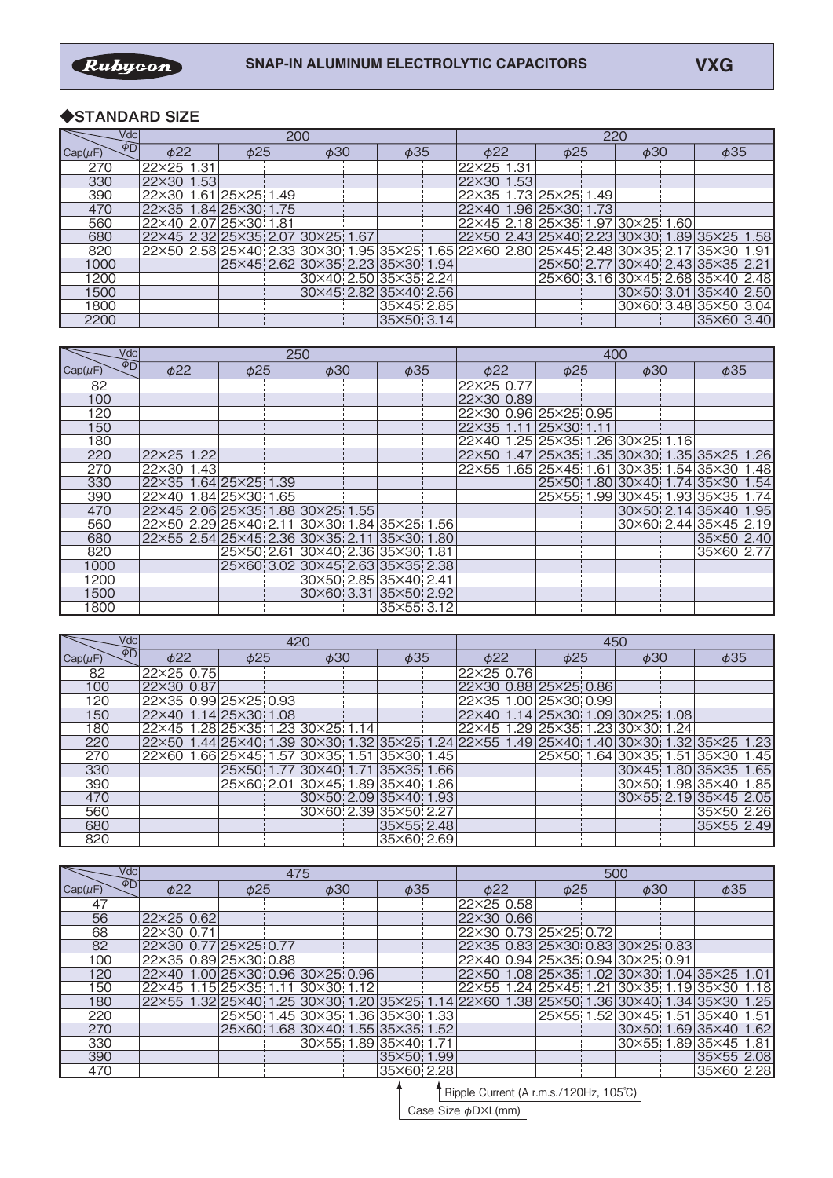## ◆STANDARD SIZE

| Vdc | 200 | | | | | | | | 220 | | | | | | | |
|---|---|---|---|---|---|---|---|---|---|---|---|---|---|---|---|---|
| Cap(μF) \ ΦD | φ22 | | φ25 | | φ30 | | φ35 | | φ22 | | φ25 | | φ30 | | φ35 | |
| 270 | 22×25 | 1.31 | | | | | | | 22×25 | 1.31 | | | | | | |
| 330 | 22×30 | 1.53 | | | | | | | 22×30 | 1.53 | | | | | | |
| 390 | 22×30 | 1.61 | 25×25 | 1.49 | | | | | 22×35 | 1.73 | 25×25 | 1.49 | | | | |
| 470 | 22×35 | 1.84 | 25×30 | 1.75 | | | | | 22×40 | 1.96 | 25×30 | 1.73 | | | | |
| 560 | 22×40 | 2.07 | 25×30 | 1.81 | | | | | 22×45 | 2.18 | 25×35 | 1.97 | 30×25 | 1.60 | | |
| 680 | 22×45 | 2.32 | 25×35 | 2.07 | 30×25 | 1.67 | | | 22×50 | 2.43 | 25×40 | 2.23 | 30×30 | 1.89 | 35×25 | 1.58 |
| 820 | 22×50 | 2.58 | 25×40 | 2.33 | 30×30 | 1.95 | 35×25 | 1.65 | 22×60 | 2.80 | 25×45 | 2.48 | 30×35 | 2.17 | 35×30 | 1.91 |
| 1000 | | | 25×45 | 2.62 | 30×35 | 2.23 | 35×30 | 1.94 | | | 25×50 | 2.77 | 30×40 | 2.43 | 35×35 | 2.21 |
| 1200 | | | | | 30×40 | 2.50 | 35×35 | 2.24 | | | 25×60 | 3.16 | 30×45 | 2.68 | 35×40 | 2.48 |
| 1500 | | | | | 30×45 | 2.82 | 35×40 | 2.56 | | | | | 30×50 | 3.01 | 35×40 | 2.50 |
| 1800 | | | | | | | 35×45 | 2.85 | | | | | 30×60 | 3.48 | 35×50 | 3.04 |
| 2200 | | | | | | | 35×50 | 3.14 | | | | | | | 35×60 | 3.40 |

| Vdc | 250 | | | | | | | | 400 | | | | | | | |
|---|---|---|---|---|---|---|---|---|---|---|---|---|---|---|---|---|
| Cap(μF) \ ΦD | φ22 | | φ25 | | φ30 | | φ35 | | φ22 | | φ25 | | φ30 | | φ35 | |
| 82 | | | | | | | | | 22×25 | 0.77 | | | | | | |
| 100 | | | | | | | | | 22×30 | 0.89 | | | | | | |
| 120 | | | | | | | | | 22×30 | 0.96 | 25×25 | 0.95 | | | | |
| 150 | | | | | | | | | 22×35 | 1.11 | 25×30 | 1.11 | | | | |
| 180 | | | | | | | | | 22×40 | 1.25 | 25×35 | 1.26 | 30×25 | 1.16 | | |
| 220 | 22×25 | 1.22 | | | | | | | 22×50 | 1.47 | 25×35 | 1.35 | 30×30 | 1.35 | 35×25 | 1.26 |
| 270 | 22×30 | 1.43 | | | | | | | 22×55 | 1.65 | 25×45 | 1.61 | 30×35 | 1.54 | 35×30 | 1.48 |
| 330 | 22×35 | 1.64 | 25×25 | 1.39 | | | | | | | 25×50 | 1.80 | 30×40 | 1.74 | 35×30 | 1.54 |
| 390 | 22×40 | 1.84 | 25×30 | 1.65 | | | | | | | 25×55 | 1.99 | 30×45 | 1.93 | 35×35 | 1.74 |
| 470 | 22×45 | 2.06 | 25×35 | 1.88 | 30×25 | 1.55 | | | | | | | 30×50 | 2.14 | 35×40 | 1.95 |
| 560 | 22×50 | 2.29 | 25×40 | 2.11 | 30×30 | 1.84 | 35×25 | 1.56 | | | | | 30×60 | 2.44 | 35×45 | 2.19 |
| 680 | 22×55 | 2.54 | 25×45 | 2.36 | 30×35 | 2.11 | 35×30 | 1.80 | | | | | | | 35×50 | 2.40 |
| 820 | | | 25×50 | 2.61 | 30×40 | 2.36 | 35×30 | 1.81 | | | | | | | 35×60 | 2.77 |
| 1000 | | | 25×60 | 3.02 | 30×45 | 2.63 | 35×35 | 2.38 | | | | | | | | |
| 1200 | | | | | 30×50 | 2.85 | 35×40 | 2.41 | | | | | | | | |
| 1500 | | | | | 30×60 | 3.31 | 35×50 | 2.92 | | | | | | | | |
| 1800 | | | | | | | 35×55 | 3.12 | | | | | | | | |

| Vdc | 420 | | | | | | | | 450 | | | | | | | |
|---|---|---|---|---|---|---|---|---|---|---|---|---|---|---|---|---|
| Cap(μF) \ ΦD | φ22 | | φ25 | | φ30 | | φ35 | | φ22 | | φ25 | | φ30 | | φ35 | |
| 82 | 22×25 | 0.75 | | | | | | | 22×25 | 0.76 | | | | | | |
| 100 | 22×30 | 0.87 | | | | | | | 22×30 | 0.88 | 25×25 | 0.86 | | | | |
| 120 | 22×35 | 0.99 | 25×25 | 0.93 | | | | | 22×35 | 1.00 | 25×30 | 0.99 | | | | |
| 150 | 22×40 | 1.14 | 25×30 | 1.08 | | | | | 22×40 | 1.14 | 25×30 | 1.09 | 30×25 | 1.08 | | |
| 180 | 22×45 | 1.28 | 25×35 | 1.23 | 30×25 | 1.14 | | | 22×45 | 1.29 | 25×35 | 1.23 | 30×30 | 1.24 | | |
| 220 | 22×50 | 1.44 | 25×40 | 1.39 | 30×30 | 1.32 | 35×25 | 1.24 | 22×55 | 1.49 | 25×40 | 1.40 | 30×30 | 1.32 | 35×25 | 1.23 |
| 270 | 22×60 | 1.66 | 25×45 | 1.57 | 30×35 | 1.51 | 35×30 | 1.45 | | | 25×50 | 1.64 | 30×35 | 1.51 | 35×30 | 1.45 |
| 330 | | | 25×50 | 1.77 | 30×40 | 1.71 | 35×35 | 1.66 | | | | | 30×45 | 1.80 | 35×35 | 1.65 |
| 390 | | | 25×60 | 2.01 | 30×45 | 1.89 | 35×40 | 1.86 | | | | | 30×50 | 1.98 | 35×40 | 1.85 |
| 470 | | | | | 30×50 | 2.09 | 35×40 | 1.93 | | | | | 30×55 | 2.19 | 35×45 | 2.05 |
| 560 | | | | | 30×60 | 2.39 | 35×50 | 2.27 | | | | | | | 35×50 | 2.26 |
| 680 | | | | | | | 35×55 | 2.48 | | | | | | | 35×55 | 2.49 |
| 820 | | | | | | | 35×60 | 2.69 | | | | | | | | |

| Vdc | 475 | | | | | | | | 500 | | | | | | | |
|---|---|---|---|---|---|---|---|---|---|---|---|---|---|---|---|---|
| Cap(μF) \ ΦD | φ22 | | φ25 | | φ30 | | φ35 | | φ22 | | φ25 | | φ30 | | φ35 | |
| 47 | | | | | | | | | 22×25 | 0.58 | | | | | | |
| 56 | 22×25 | 0.62 | | | | | | | 22×30 | 0.66 | | | | | | |
| 68 | 22×30 | 0.71 | | | | | | | 22×30 | 0.73 | 25×25 | 0.72 | | | | |
| 82 | 22×30 | 0.77 | 25×25 | 0.77 | | | | | 22×35 | 0.83 | 25×30 | 0.83 | 30×25 | 0.83 | | |
| 100 | 22×35 | 0.89 | 25×30 | 0.88 | | | | | 22×40 | 0.94 | 25×35 | 0.94 | 30×25 | 0.91 | | |
| 120 | 22×40 | 1.00 | 25×30 | 0.96 | 30×25 | 0.96 | | | 22×50 | 1.08 | 25×35 | 1.02 | 30×30 | 1.04 | 35×25 | 1.01 |
| 150 | 22×45 | 1.15 | 25×35 | 1.11 | 30×30 | 1.12 | | | 22×55 | 1.24 | 25×45 | 1.21 | 30×35 | 1.19 | 35×30 | 1.18 |
| 180 | 22×55 | 1.32 | 25×40 | 1.25 | 30×30 | 1.20 | 35×25 | 1.14 | 22×60 | 1.38 | 25×50 | 1.36 | 30×40 | 1.34 | 35×30 | 1.25 |
| 220 | | | 25×50 | 1.45 | 30×35 | 1.36 | 35×30 | 1.33 | | | 25×55 | 1.52 | 30×45 | 1.51 | 35×40 | 1.51 |
| 270 | | | 25×60 | 1.68 | 30×40 | 1.55 | 35×35 | 1.52 | | | | | 30×50 | 1.69 | 35×40 | 1.62 |
| 330 | | | | | 30×55 | 1.89 | 35×40 | 1.71 | | | | | 30×55 | 1.89 | 35×45 | 1.81 |
| 390 | | | | | | | 35×50 | 1.99 | | | | | | | 35×55 | 2.08 |
| 470 | | | | | | | 35×60 | 2.28 | | | | | | | 35×60 | 2.28 |

Ripple Current (A r.m.s./120Hz, 105℃)

Case Size φD×L(mm)